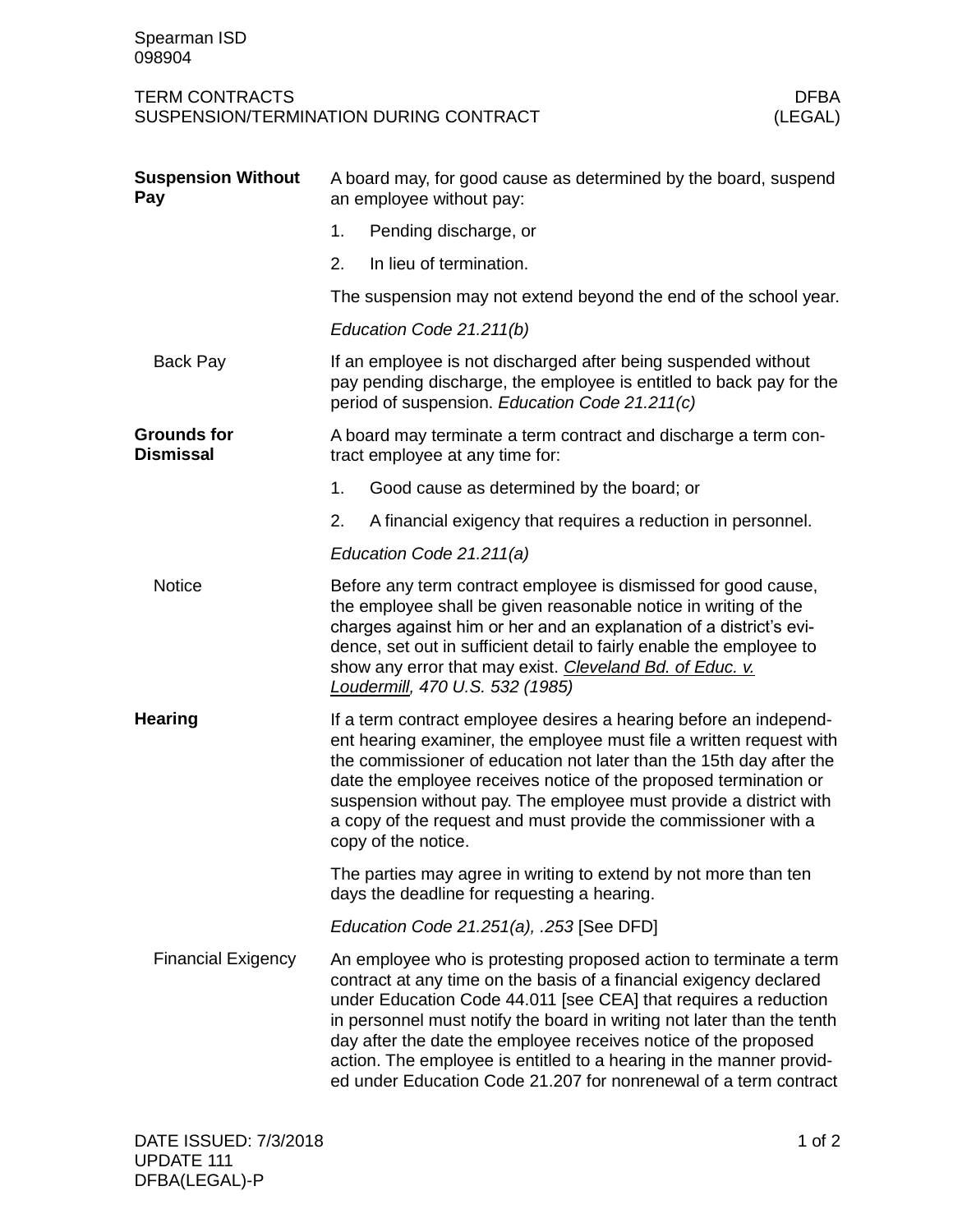Spearman ISD
098904

# TERM CONTRACTS
## SUSPENSION/TERMINATION DURING CONTRACT

DFBA
(LEGAL)

## Suspension Without Pay

A board may, for good cause as determined by the board, suspend an employee without pay:

1. Pending discharge, or
2. In lieu of termination.

The suspension may not extend beyond the end of the school year.

*Education Code 21.211(b)*

### Back Pay

If an employee is not discharged after being suspended without pay pending discharge, the employee is entitled to back pay for the period of suspension. *Education Code 21.211(c)*

## Grounds for Dismissal

A board may terminate a term contract and discharge a term contract employee at any time for:

1. Good cause as determined by the board; or
2. A financial exigency that requires a reduction in personnel.

*Education Code 21.211(a)*

### Notice

Before any term contract employee is dismissed for good cause, the employee shall be given reasonable notice in writing of the charges against him or her and an explanation of a district's evidence, set out in sufficient detail to fairly enable the employee to show any error that may exist. *Cleveland Bd. of Educ. v. Loudermill, 470 U.S. 532 (1985)*

## Hearing

If a term contract employee desires a hearing before an independent hearing examiner, the employee must file a written request with the commissioner of education not later than the 15th day after the date the employee receives notice of the proposed termination or suspension without pay. The employee must provide a district with a copy of the request and must provide the commissioner with a copy of the notice.

The parties may agree in writing to extend by not more than ten days the deadline for requesting a hearing.

*Education Code 21.251(a), .253* [See DFD]

### Financial Exigency

An employee who is protesting proposed action to terminate a term contract at any time on the basis of a financial exigency declared under Education Code 44.011 [see CEA] that requires a reduction in personnel must notify the board in writing not later than the tenth day after the date the employee receives notice of the proposed action. The employee is entitled to a hearing in the manner provided under Education Code 21.207 for nonrenewal of a term contract

DATE ISSUED: 7/3/2018
UPDATE 111
DFBA(LEGAL)-P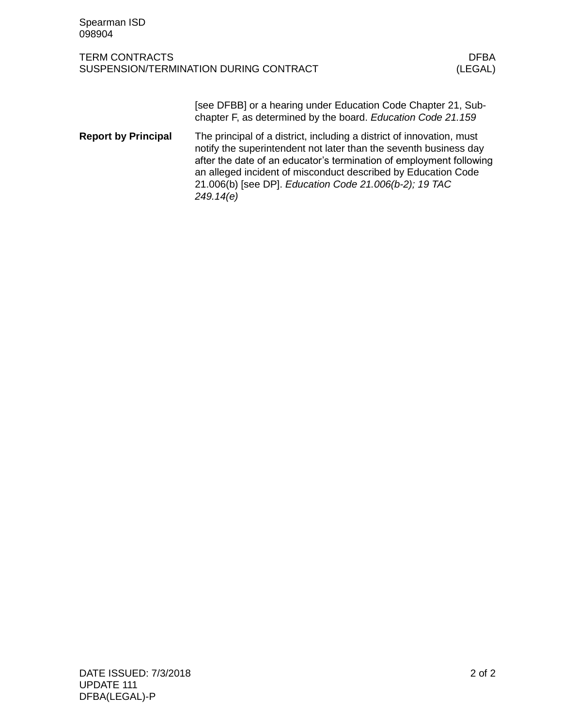[see DFBB] or a hearing under Education Code Chapter 21, Subchapter F, as determined by the board. *Education Code 21.159*

**Report by Principal**

The principal of a district, including a district of innovation, must notify the superintendent not later than the seventh business day after the date of an educator's termination of employment following an alleged incident of misconduct described by Education Code 21.006(b) [see DP]. *Education Code 21.006(b-2); 19 TAC 249.14(e)*